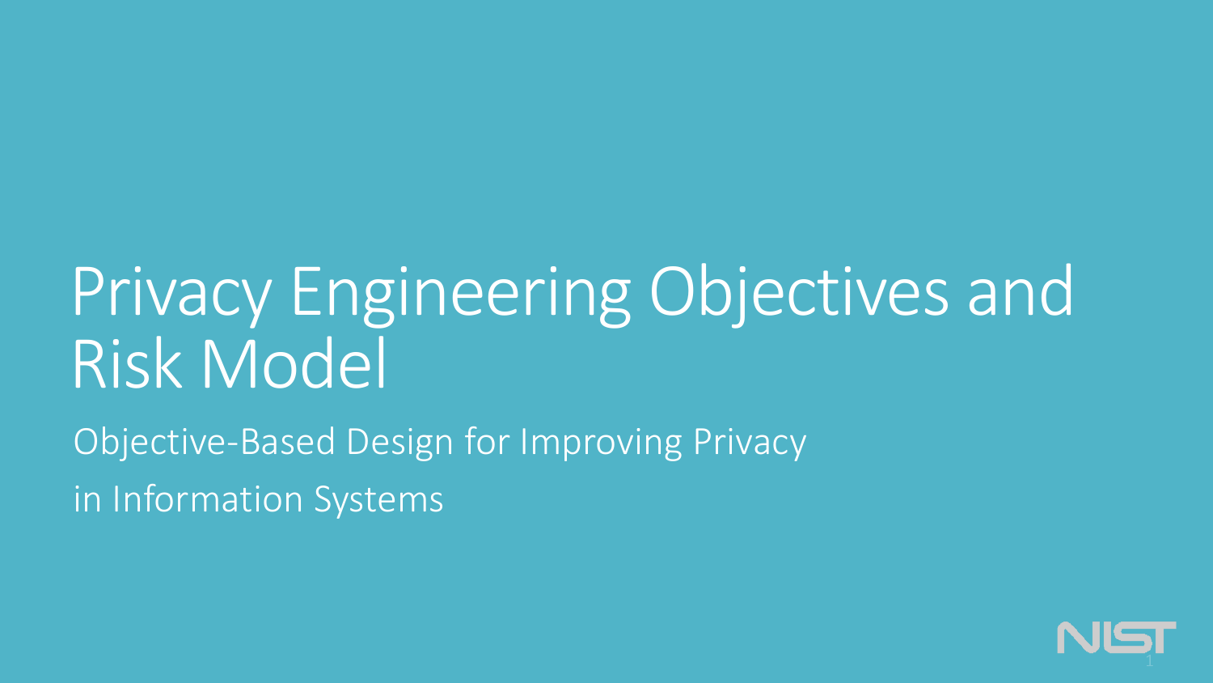# Privacy Engineering Objectives and Risk Model

Objective-Based Design for Improving Privacy

in Information Systems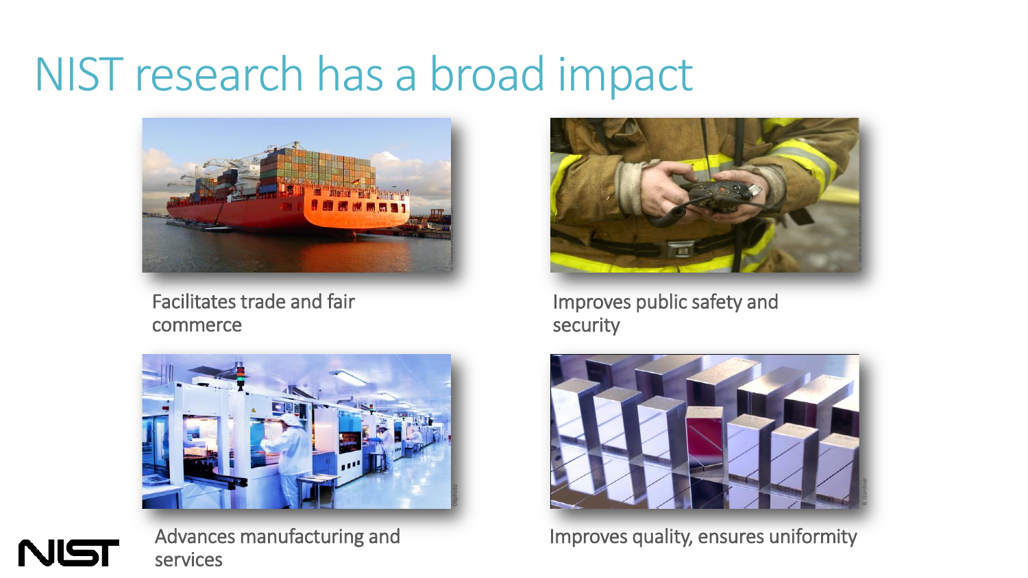# NIST research has a broad impact

Facilitates trade and fair commerce

Improves public safety and security

Advances manufacturing and services

Improves quality, ensures uniformity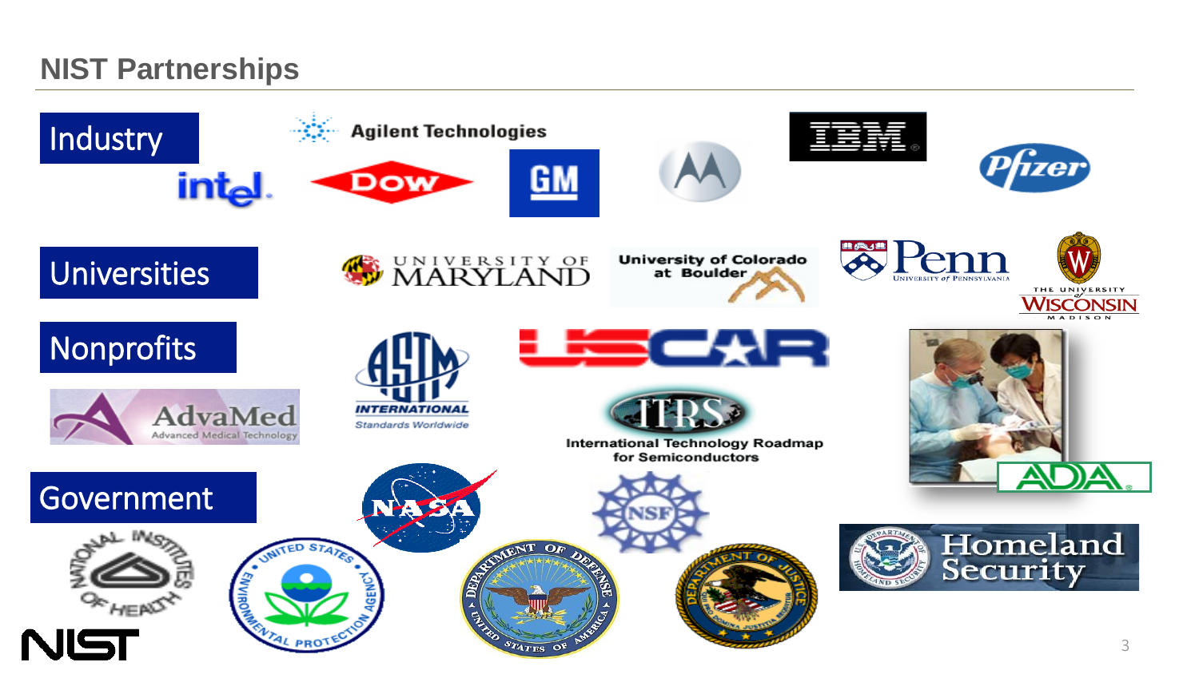# NIST Partnerships

## Industry

Agilent Technologies

intel

Dow

GM

IBM

Pfizer

## Universities

University of Maryland

University of Colorado at Boulder

Penn — University of Pennsylvania

The University of Wisconsin Madison

## Nonprofits

AdvaMed — Advanced Medical Technology

ASTM International — Standards Worldwide

USCAR

ITRS — International Technology Roadmap for Semiconductors

ADA

## Government

National Institutes of Health

United States Environmental Protection Agency

NASA

Department of Defense — United States of America

NSF

Department of Justice

Homeland Security

NIST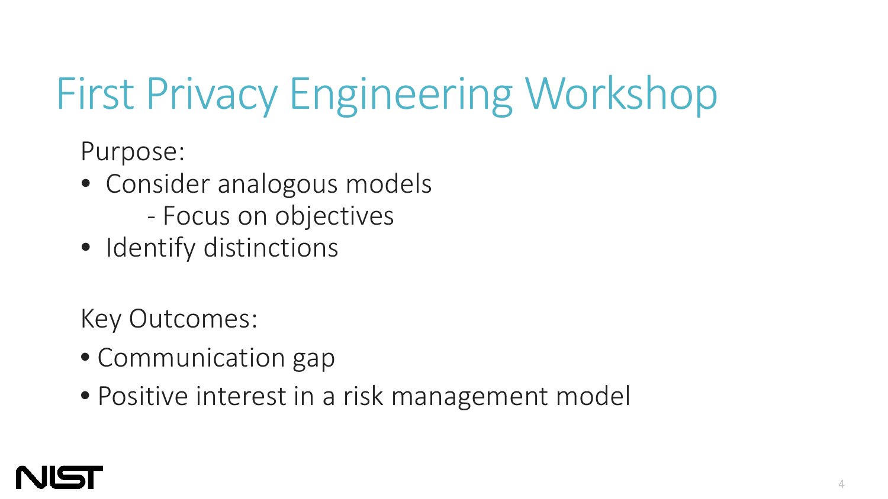# First Privacy Engineering Workshop

Purpose:

- Consider analogous models
  - Focus on objectives
- Identify distinctions

Key Outcomes:

- Communication gap
- Positive interest in a risk management model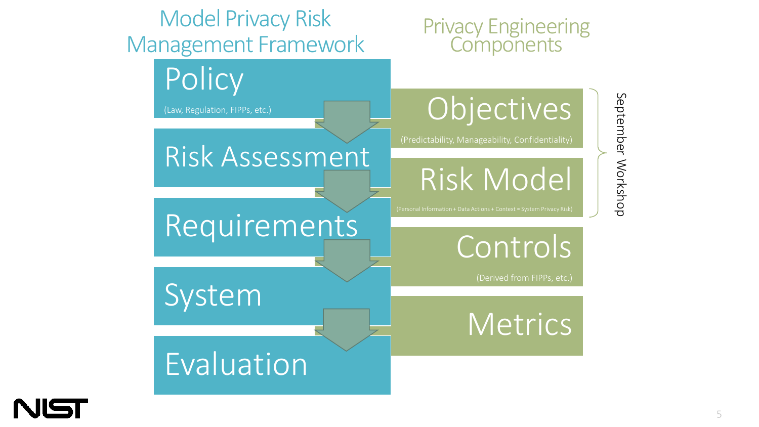## Model Privacy Risk Management Framework

**Policy**
(Law, Regulation, FIPPs, etc.)

**Risk Assessment**

**Requirements**

**System**

**Evaluation**

## Privacy Engineering Components

**Objectives**
(Predictability, Manageability, Confidentiality)

**Risk Model**
(Personal Information + Data Actions + Context = System Privacy Risk)

**Controls**
(Derived from FIPPs, etc.)

**Metrics**

September Workshop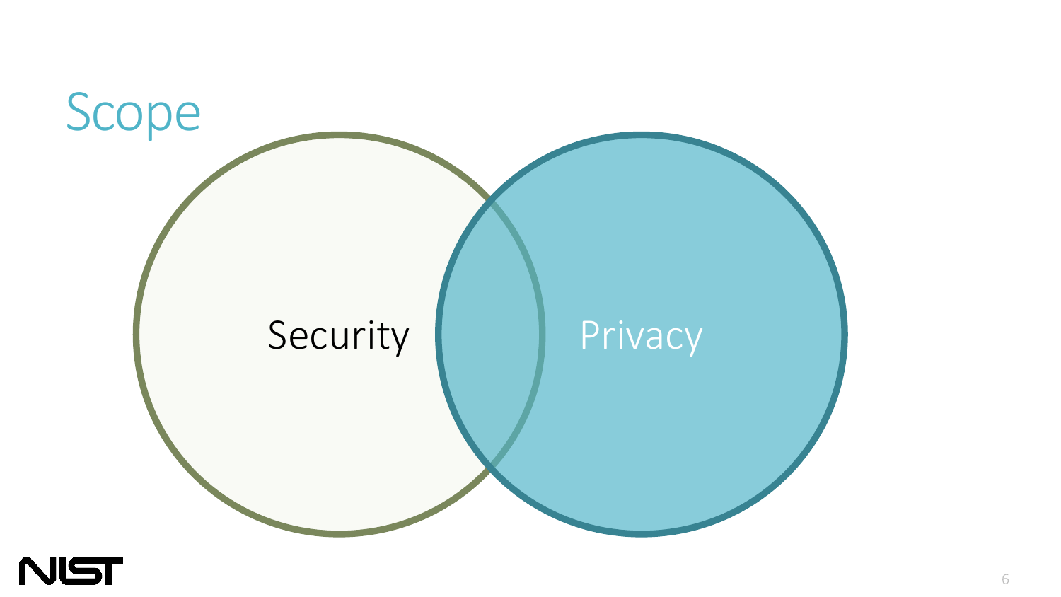# Scope

Security

Privacy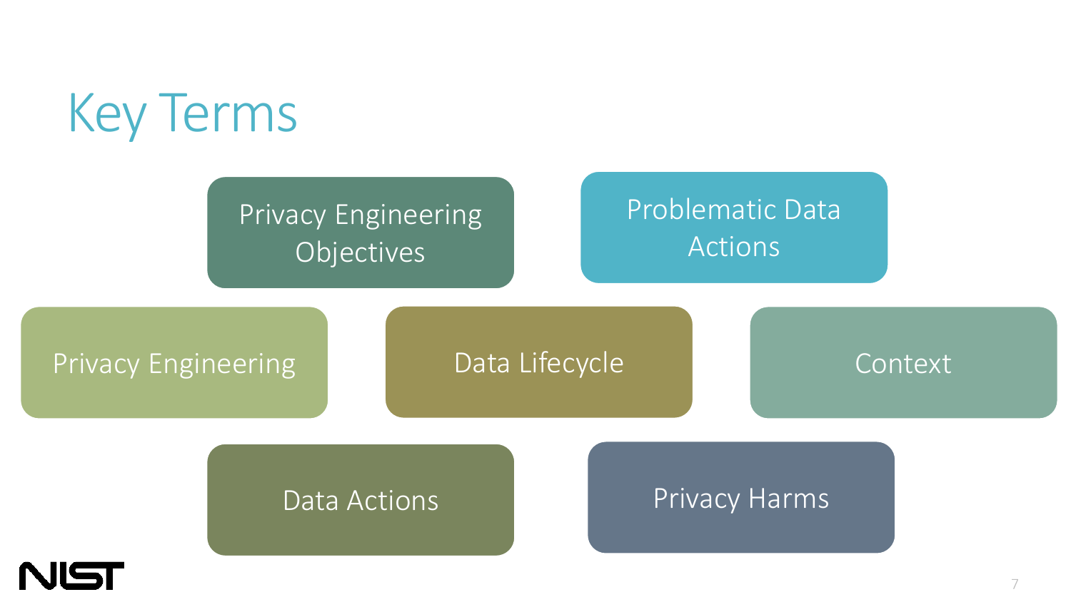# Key Terms

- Privacy Engineering Objectives
- Problematic Data Actions
- Privacy Engineering
- Data Lifecycle
- Context
- Data Actions
- Privacy Harms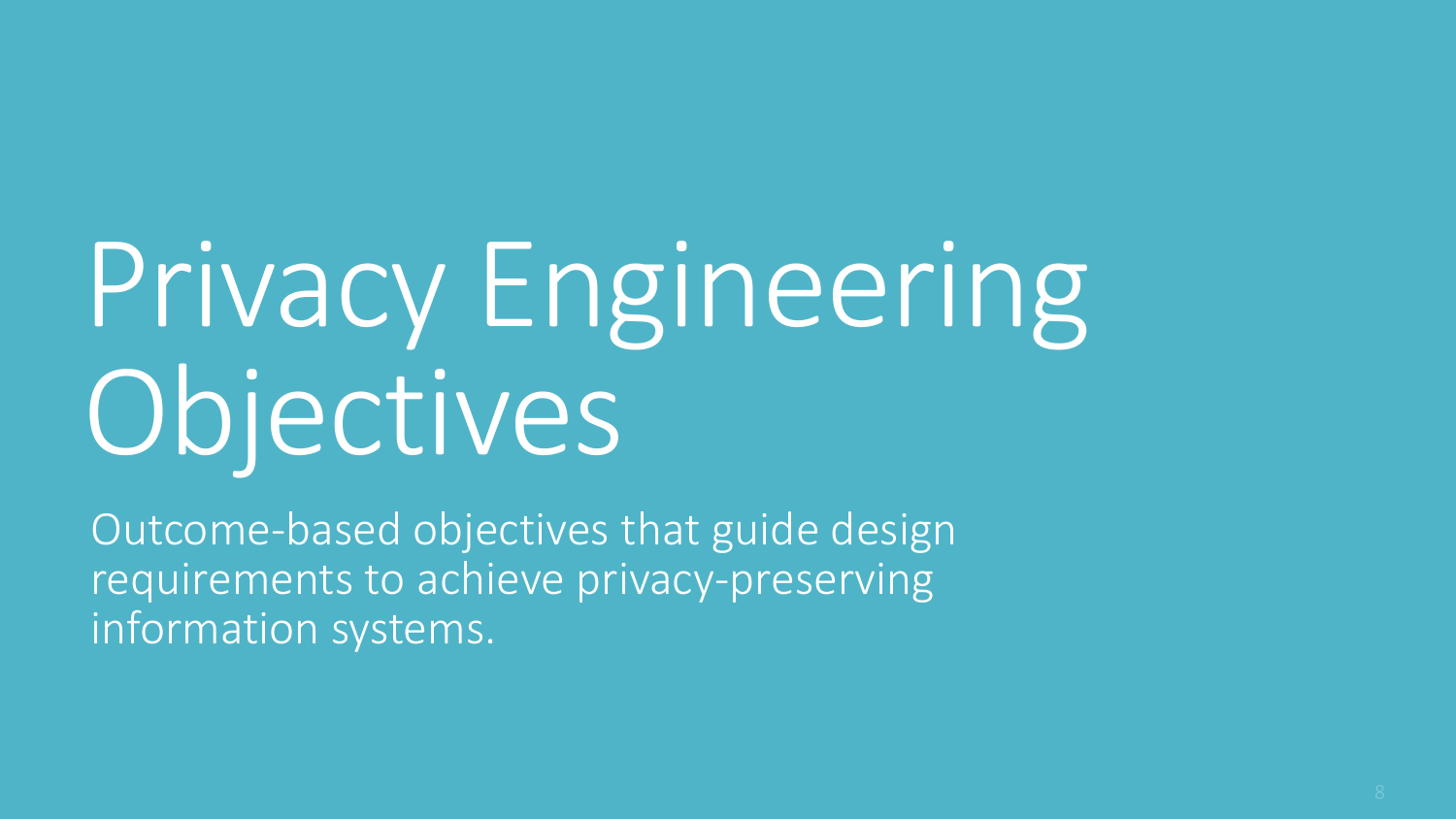# Privacy Engineering Objectives

Outcome-based objectives that guide design requirements to achieve privacy-preserving information systems.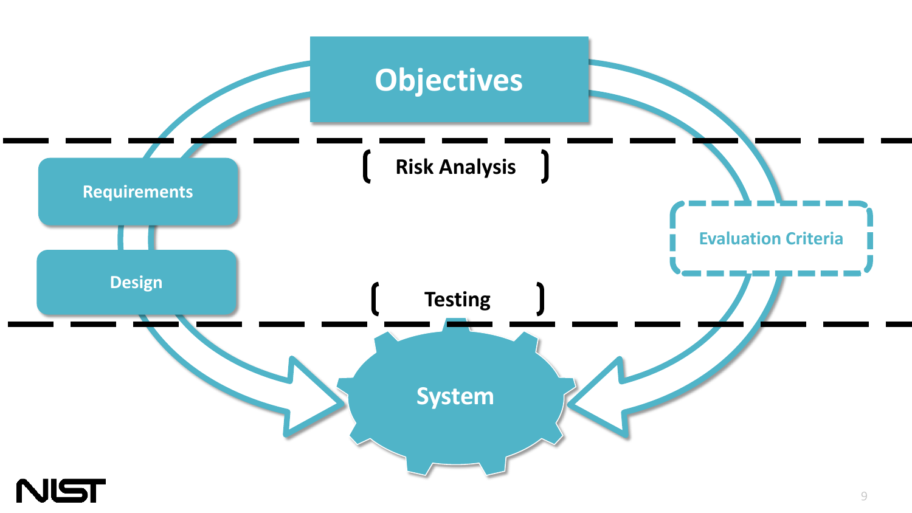Objectives

Risk Analysis

Requirements

Design

Evaluation Criteria

Testing

System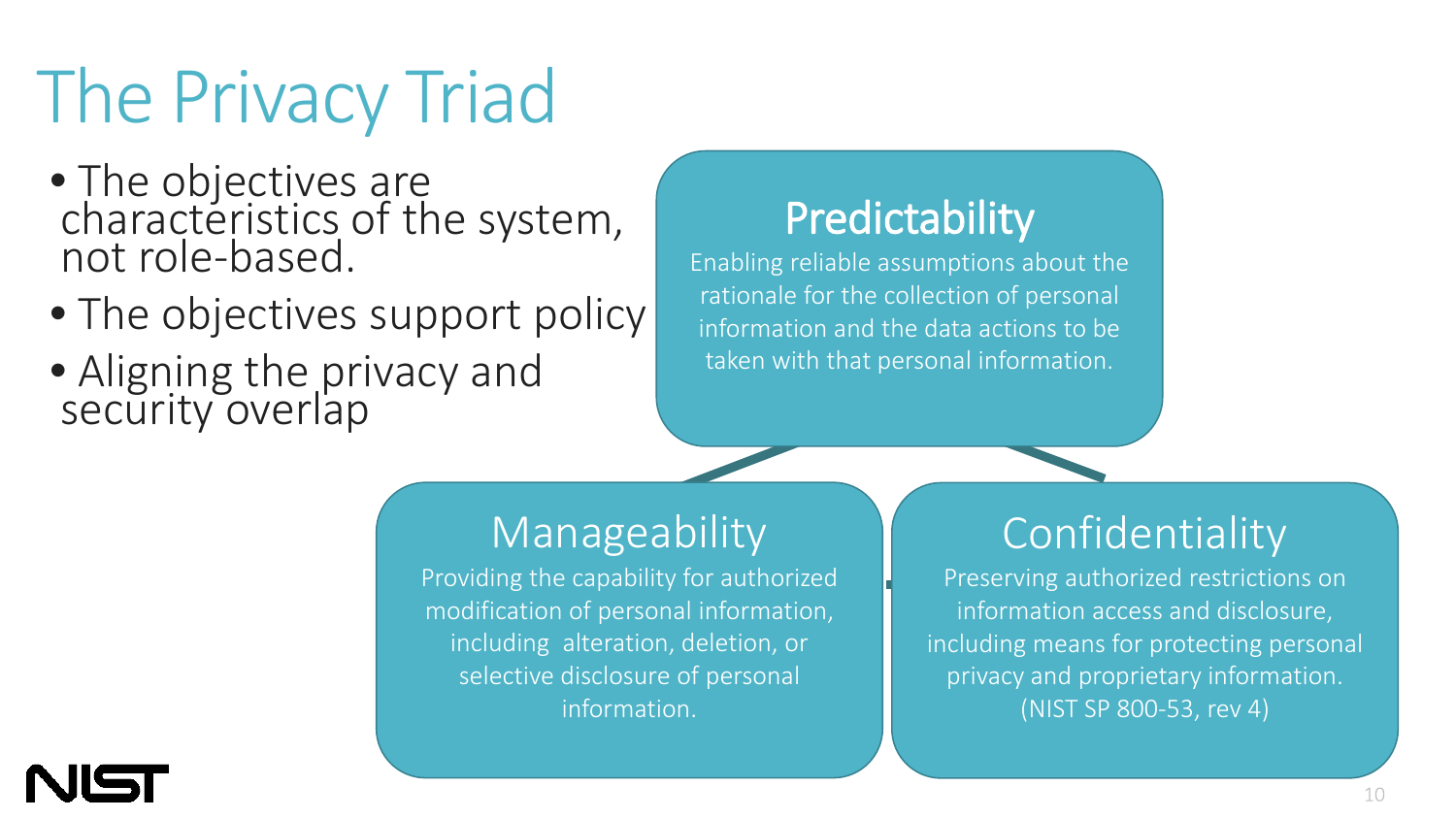# The Privacy Triad

- The objectives are characteristics of the system, not role-based.
- The objectives support policy
- Aligning the privacy and security overlap

## Predictability

Enabling reliable assumptions about the rationale for the collection of personal information and the data actions to be taken with that personal information.

## Manageability

Providing the capability for authorized modification of personal information, including alteration, deletion, or selective disclosure of personal information.

## Confidentiality

Preserving authorized restrictions on information access and disclosure, including means for protecting personal privacy and proprietary information. (NIST SP 800-53, rev 4)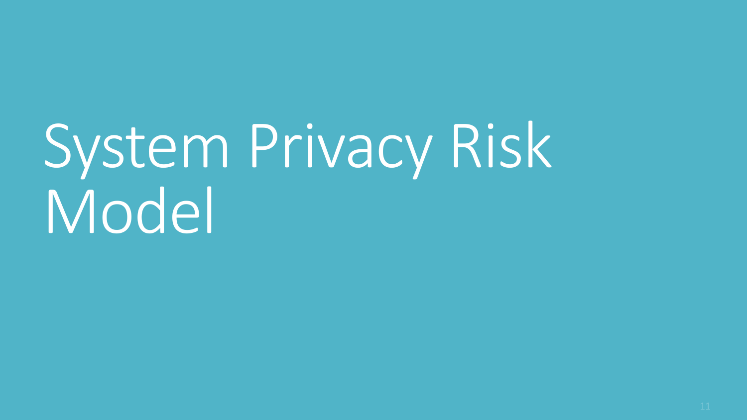# System Privacy Risk Model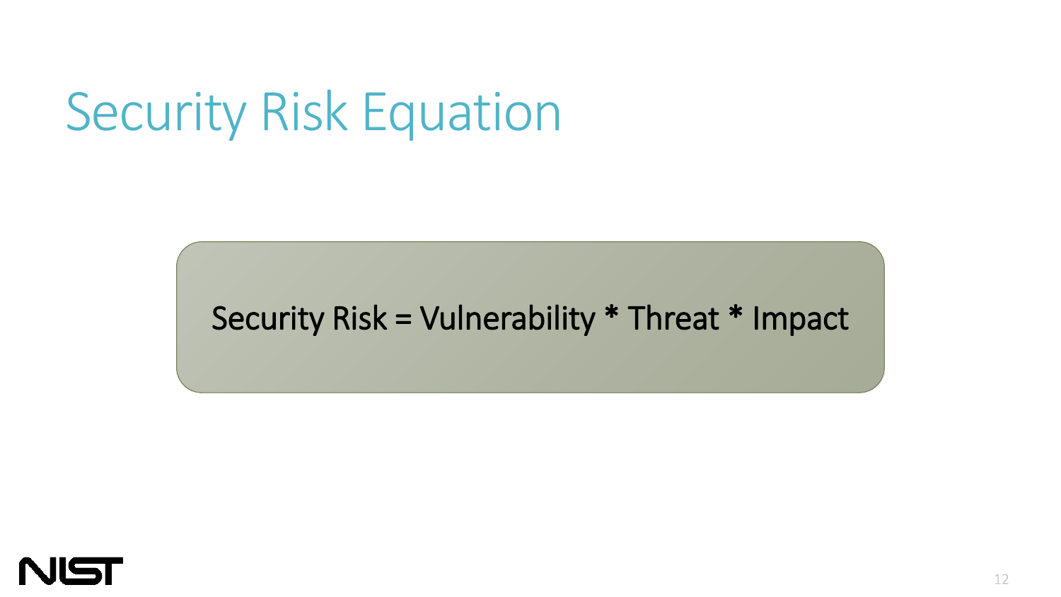# Security Risk Equation

Security Risk = Vulnerability * Threat * Impact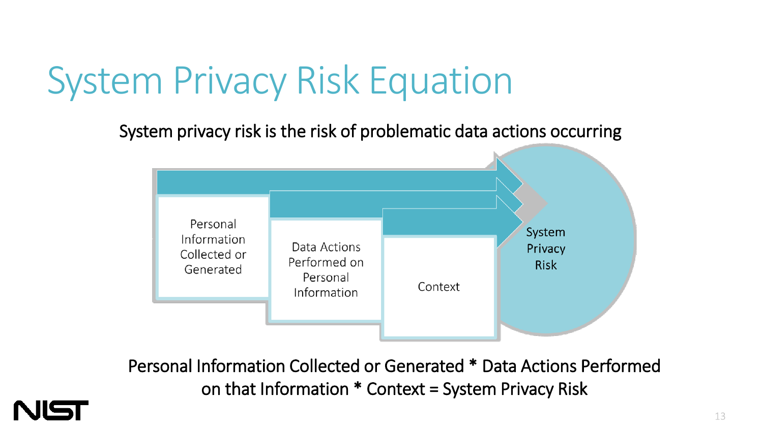# System Privacy Risk Equation

System privacy risk is the risk of problematic data actions occurring

Personal Information Collected or Generated

Data Actions Performed on Personal Information

Context

System Privacy Risk

Personal Information Collected or Generated * Data Actions Performed on that Information * Context = System Privacy Risk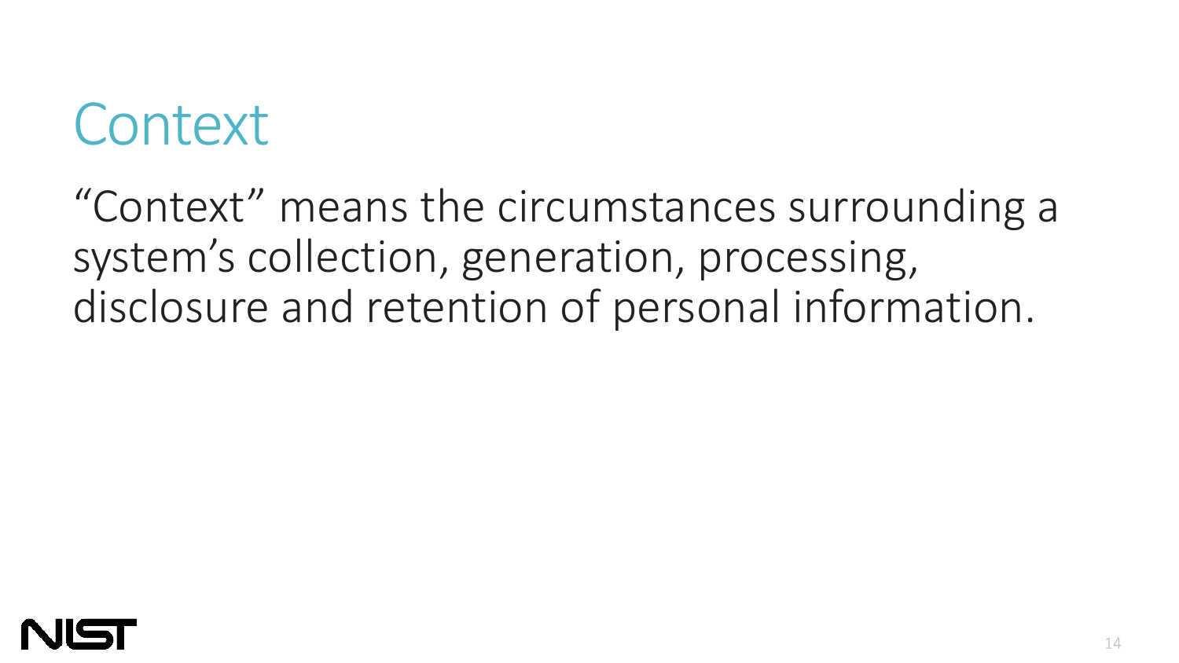# Context

“Context” means the circumstances surrounding a system’s collection, generation, processing, disclosure and retention of personal information.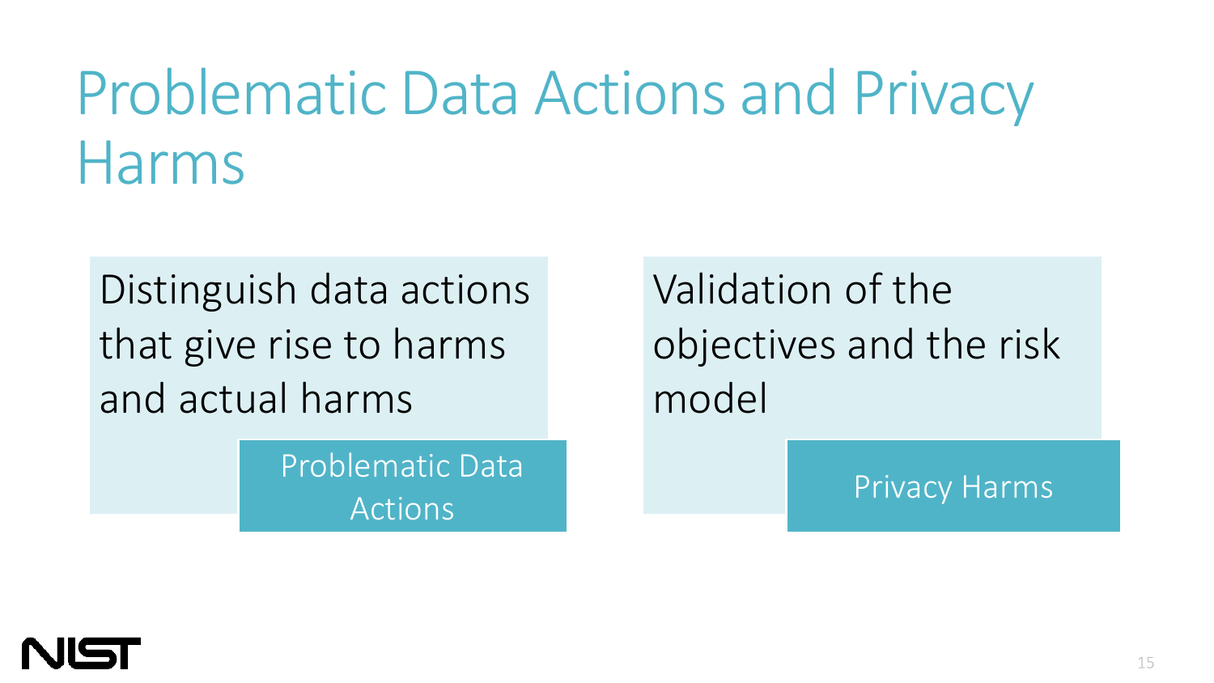# Problematic Data Actions and Privacy Harms

Distinguish data actions that give rise to harms and actual harms

**Problematic Data Actions**

Validation of the objectives and the risk model

**Privacy Harms**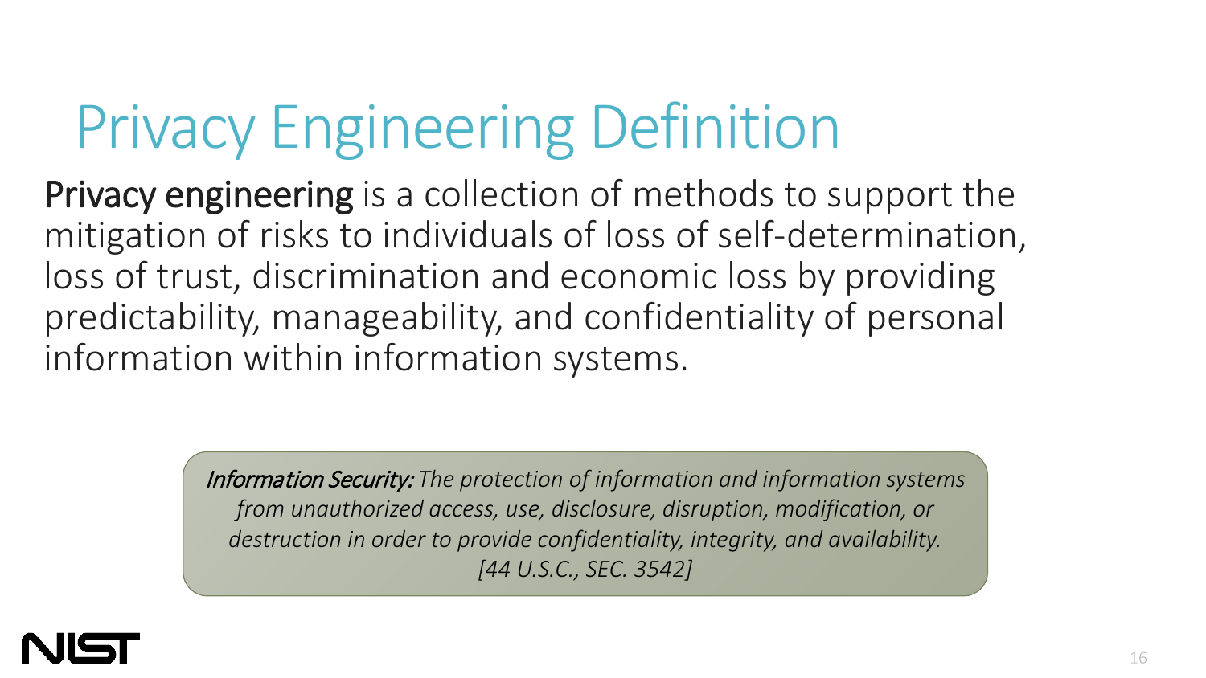# Privacy Engineering Definition

**Privacy engineering** is a collection of methods to support the mitigation of risks to individuals of loss of self-determination, loss of trust, discrimination and economic loss by providing predictability, manageability, and confidentiality of personal information within information systems.

> ***Information Security:*** *The protection of information and information systems from unauthorized access, use, disclosure, disruption, modification, or destruction in order to provide confidentiality, integrity, and availability. [44 U.S.C., SEC. 3542]*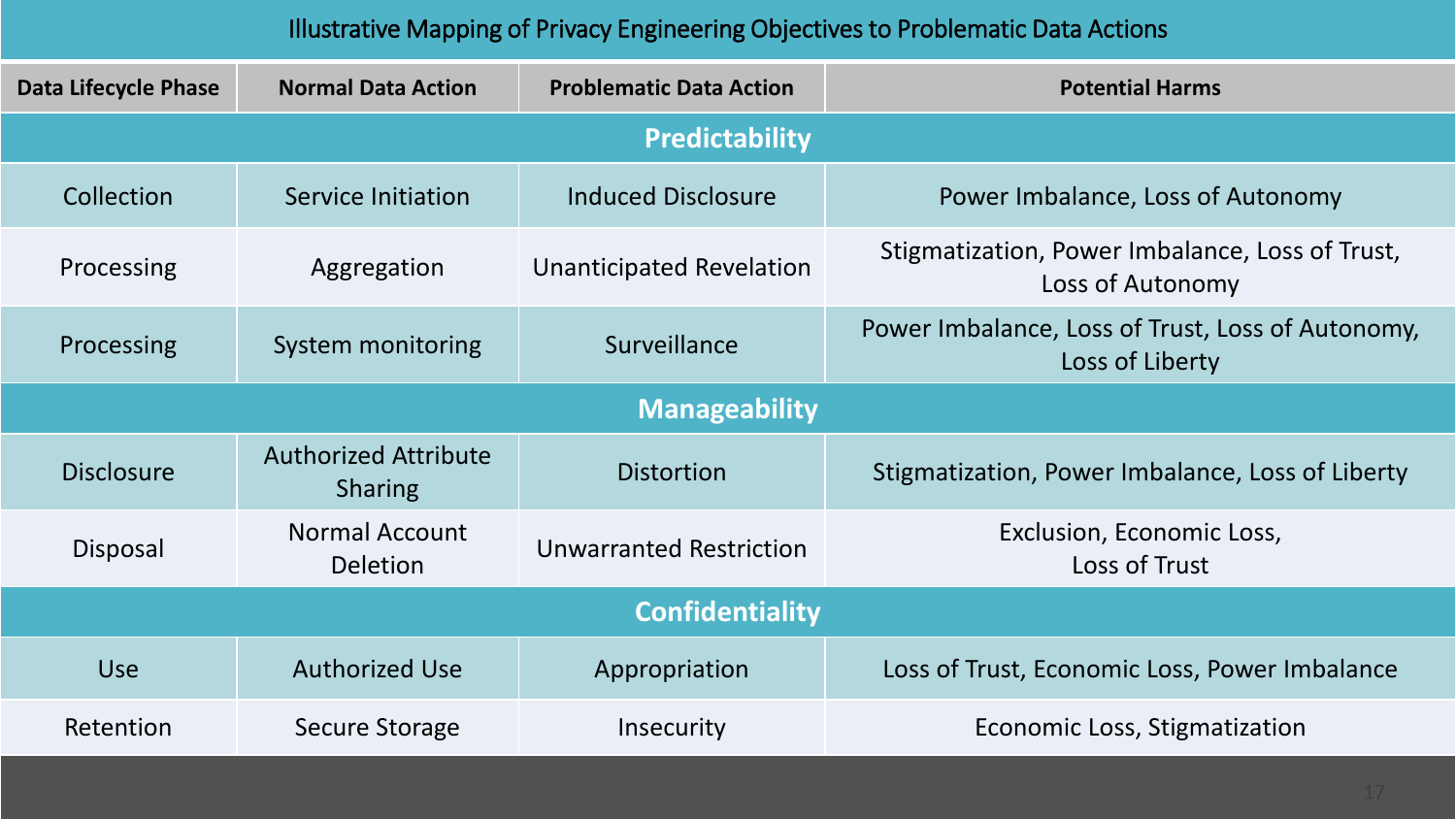# Illustrative Mapping of Privacy Engineering Objectives to Problematic Data Actions

| Data Lifecycle Phase | Normal Data Action | Problematic Data Action | Potential Harms |
|---|---|---|---|
| **Predictability** | | | |
| Collection | Service Initiation | Induced Disclosure | Power Imbalance, Loss of Autonomy |
| Processing | Aggregation | Unanticipated Revelation | Stigmatization, Power Imbalance, Loss of Trust, Loss of Autonomy |
| Processing | System monitoring | Surveillance | Power Imbalance, Loss of Trust, Loss of Autonomy, Loss of Liberty |
| **Manageability** | | | |
| Disclosure | Authorized Attribute Sharing | Distortion | Stigmatization, Power Imbalance, Loss of Liberty |
| Disposal | Normal Account Deletion | Unwarranted Restriction | Exclusion, Economic Loss, Loss of Trust |
| **Confidentiality** | | | |
| Use | Authorized Use | Appropriation | Loss of Trust, Economic Loss, Power Imbalance |
| Retention | Secure Storage | Insecurity | Economic Loss, Stigmatization |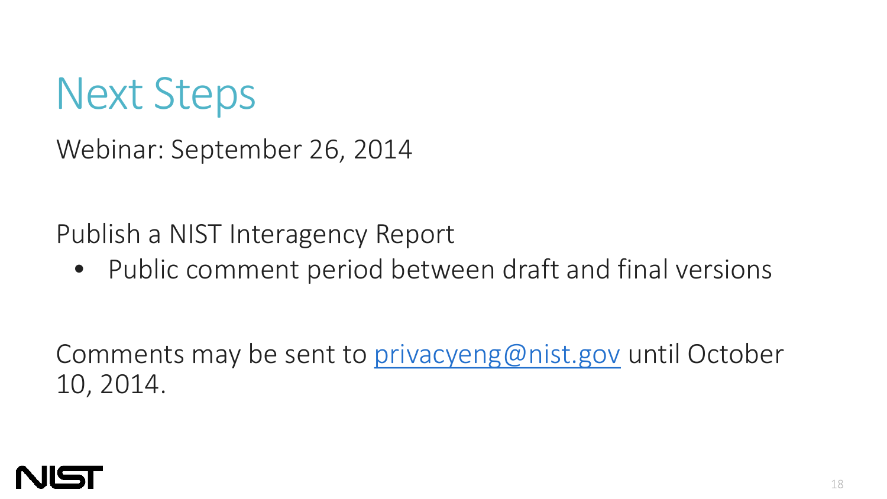# Next Steps

Webinar: September 26, 2014

Publish a NIST Interagency Report

- Public comment period between draft and final versions

Comments may be sent to privacyeng@nist.gov until October 10, 2014.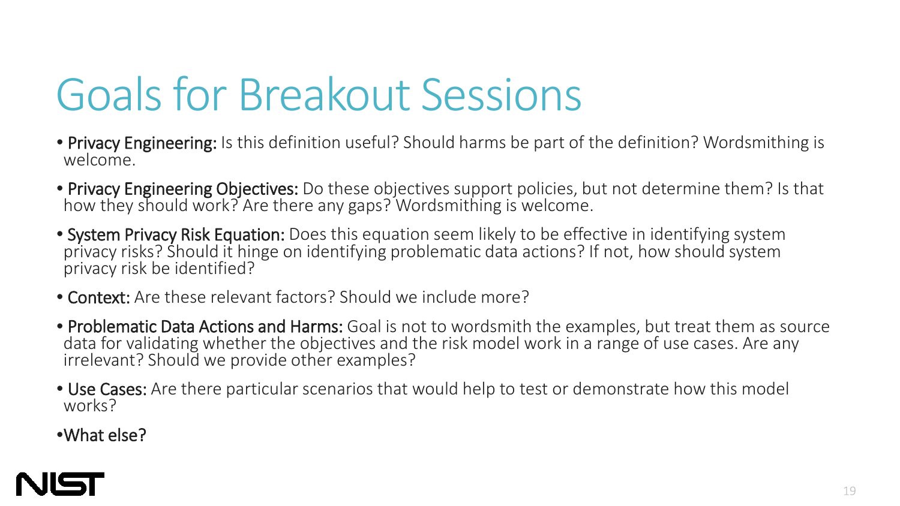# Goals for Breakout Sessions

- **Privacy Engineering:** Is this definition useful? Should harms be part of the definition? Wordsmithing is welcome.
- **Privacy Engineering Objectives:** Do these objectives support policies, but not determine them? Is that how they should work? Are there any gaps? Wordsmithing is welcome.
- **System Privacy Risk Equation:** Does this equation seem likely to be effective in identifying system privacy risks? Should it hinge on identifying problematic data actions? If not, how should system privacy risk be identified?
- **Context:** Are these relevant factors? Should we include more?
- **Problematic Data Actions and Harms:** Goal is not to wordsmith the examples, but treat them as source data for validating whether the objectives and the risk model work in a range of use cases. Are any irrelevant? Should we provide other examples?
- **Use Cases:** Are there particular scenarios that would help to test or demonstrate how this model works?
- **What else?**